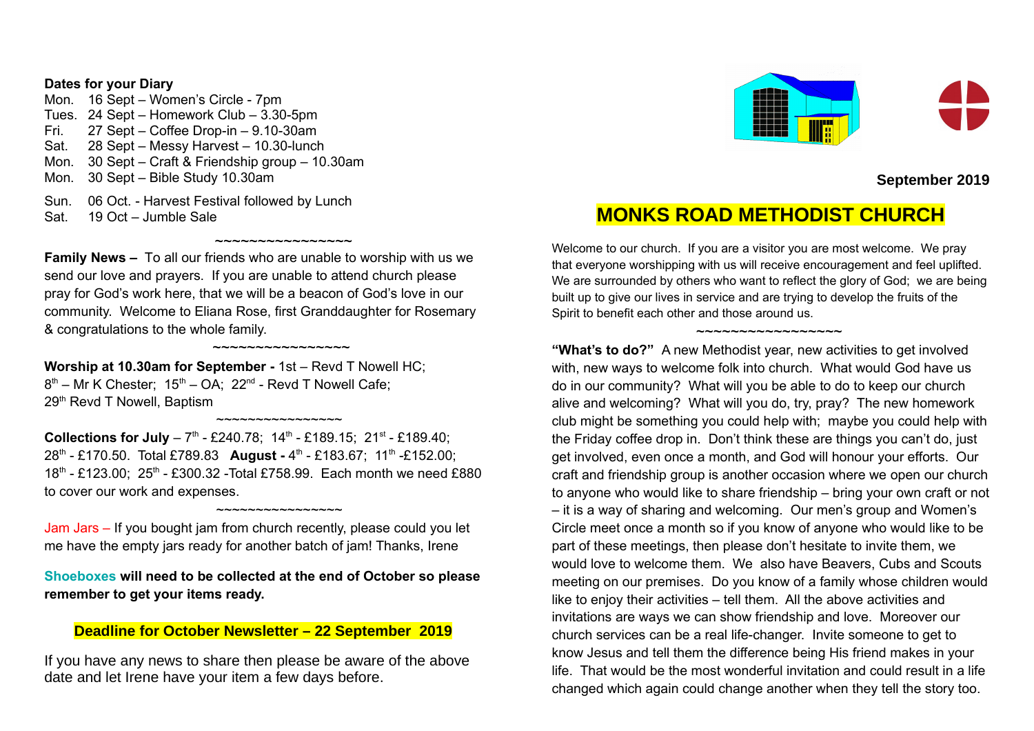**Dates for your Diary**

Mon. 16 Sept – Women's Circle - 7pm
Tues. 24 Sept – Homework Club – 3.30-5pm
Fri. 27 Sept – Coffee Drop-in – 9.10-30am
Sat. 28 Sept – Messy Harvest – 10.30-lunch
Mon. 30 Sept – Craft & Friendship group – 10.30am
Mon. 30 Sept – Bible Study 10.30am

Sun. 06 Oct. - Harvest Festival followed by Lunch
Sat. 19 Oct – Jumble Sale

~~~~~~~~~~~~~~~~

**Family News –** To all our friends who are unable to worship with us we send our love and prayers. If you are unable to attend church please pray for God's work here, that we will be a beacon of God's love in our community. Welcome to Eliana Rose, first Granddaughter for Rosemary & congratulations to the whole family.

~~~~~~~~~~~~~~~~

**Worship at 10.30am for September -** 1st – Revd T Nowell HC; 8th – Mr K Chester; 15th – OA; 22nd - Revd T Nowell Cafe; 29th Revd T Nowell, Baptism

~~~~~~~~~~~~~~~~

**Collections for July** – 7th - £240.78; 14th - £189.15; 21st - £189.40; 28th - £170.50. Total £789.83 **August -** 4th - £183.67; 11th -£152.00; 18th - £123.00; 25th - £300.32 -Total £758.99. Each month we need £880 to cover our work and expenses.

~~~~~~~~~~~~~~~~

Jam Jars – If you bought jam from church recently, please could you let me have the empty jars ready for another batch of jam! Thanks, Irene

**Shoeboxes will need to be collected at the end of October so please remember to get your items ready.**

**Deadline for October Newsletter – 22 September 2019**

If you have any news to share then please be aware of the above date and let Irene have your item a few days before.

**September 2019**

# MONKS ROAD METHODIST CHURCH

Welcome to our church. If you are a visitor you are most welcome. We pray that everyone worshipping with us will receive encouragement and feel uplifted. We are surrounded by others who want to reflect the glory of God; we are being built up to give our lives in service and are trying to develop the fruits of the Spirit to benefit each other and those around us.

~~~~~~~~~~~~~~~~~

**"What's to do?"** A new Methodist year, new activities to get involved with, new ways to welcome folk into church. What would God have us do in our community? What will you be able to do to keep our church alive and welcoming? What will you do, try, pray? The new homework club might be something you could help with; maybe you could help with the Friday coffee drop in. Don't think these are things you can't do, just get involved, even once a month, and God will honour your efforts. Our craft and friendship group is another occasion where we open our church to anyone who would like to share friendship – bring your own craft or not – it is a way of sharing and welcoming. Our men's group and Women's Circle meet once a month so if you know of anyone who would like to be part of these meetings, then please don't hesitate to invite them, we would love to welcome them. We also have Beavers, Cubs and Scouts meeting on our premises. Do you know of a family whose children would like to enjoy their activities – tell them. All the above activities and invitations are ways we can show friendship and love. Moreover our church services can be a real life-changer. Invite someone to get to know Jesus and tell them the difference being His friend makes in your life. That would be the most wonderful invitation and could result in a life changed which again could change another when they tell the story too.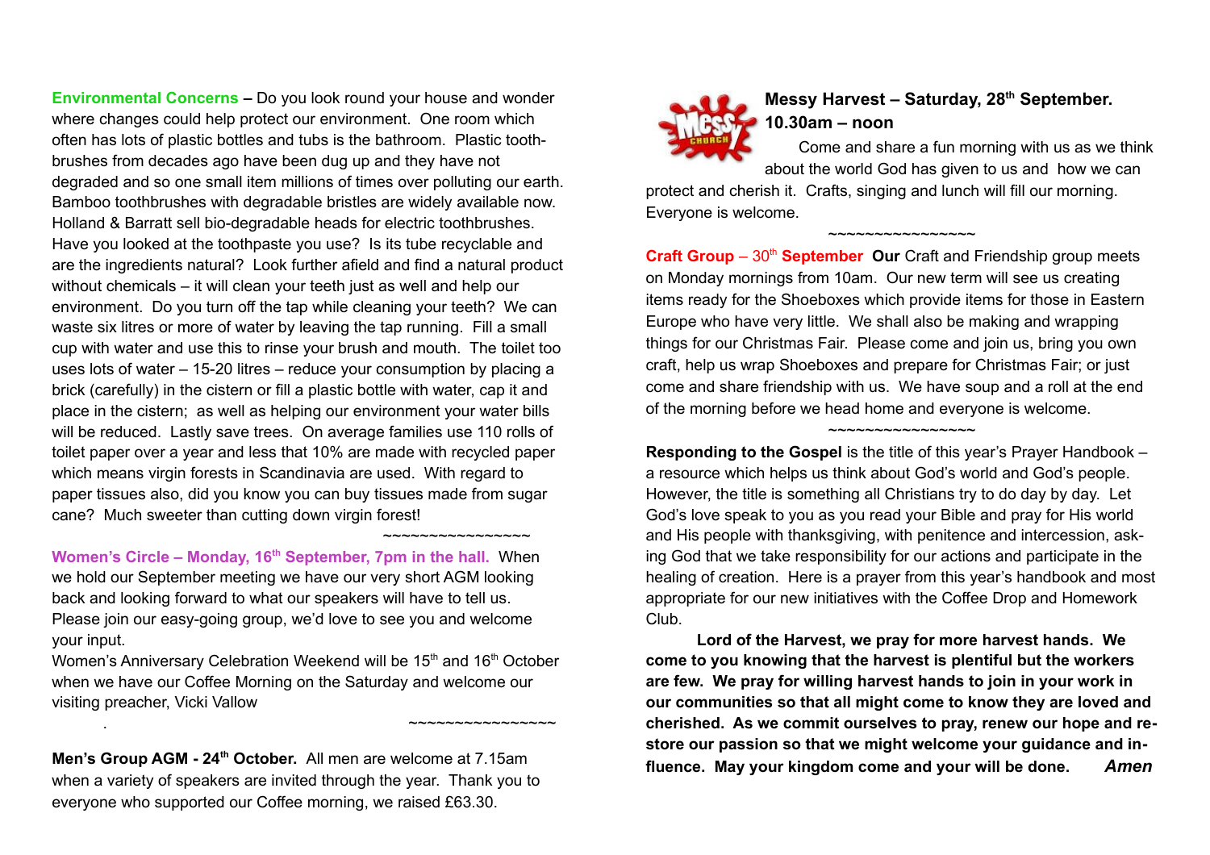**Environmental Concerns –** Do you look round your house and wonder where changes could help protect our environment. One room which often has lots of plastic bottles and tubs is the bathroom. Plastic tooth-brushes from decades ago have been dug up and they have not degraded and so one small item millions of times over polluting our earth. Bamboo toothbrushes with degradable bristles are widely available now. Holland & Barratt sell bio-degradable heads for electric toothbrushes. Have you looked at the toothpaste you use? Is its tube recyclable and are the ingredients natural? Look further afield and find a natural product without chemicals – it will clean your teeth just as well and help our environment. Do you turn off the tap while cleaning your teeth? We can waste six litres or more of water by leaving the tap running. Fill a small cup with water and use this to rinse your brush and mouth. The toilet too uses lots of water – 15-20 litres – reduce your consumption by placing a brick (carefully) in the cistern or fill a plastic bottle with water, cap it and place in the cistern; as well as helping our environment your water bills will be reduced. Lastly save trees. On average families use 110 rolls of toilet paper over a year and less that 10% are made with recycled paper which means virgin forests in Scandinavia are used. With regard to paper tissues also, did you know you can buy tissues made from sugar cane? Much sweeter than cutting down virgin forest!

~~~~~~~~~~~~~~~~

**Women's Circle – Monday, 16th September, 7pm in the hall.** When we hold our September meeting we have our very short AGM looking back and looking forward to what our speakers will have to tell us. Please join our easy-going group, we'd love to see you and welcome your input.

Women's Anniversary Celebration Weekend will be 15th and 16th October when we have our Coffee Morning on the Saturday and welcome our visiting preacher, Vicki Vallow

~~~~~~~~~~~~~~~~

**Men's Group AGM - 24th October.** All men are welcome at 7.15am when a variety of speakers are invited through the year. Thank you to everyone who supported our Coffee morning, we raised £63.30.

**Messy Harvest – Saturday, 28th September. 10.30am – noon**

Come and share a fun morning with us as we think about the world God has given to us and how we can protect and cherish it. Crafts, singing and lunch will fill our morning. Everyone is welcome.

~~~~~~~~~~~~~~~~

**Craft Group – 30th September** **Our** Craft and Friendship group meets on Monday mornings from 10am. Our new term will see us creating items ready for the Shoeboxes which provide items for those in Eastern Europe who have very little. We shall also be making and wrapping things for our Christmas Fair. Please come and join us, bring you own craft, help us wrap Shoeboxes and prepare for Christmas Fair; or just come and share friendship with us. We have soup and a roll at the end of the morning before we head home and everyone is welcome.

~~~~~~~~~~~~~~~~

**Responding to the Gospel** is the title of this year's Prayer Handbook – a resource which helps us think about God's world and God's people. However, the title is something all Christians try to do day by day. Let God's love speak to you as you read your Bible and pray for His world and His people with thanksgiving, with penitence and intercession, asking God that we take responsibility for our actions and participate in the healing of creation. Here is a prayer from this year's handbook and most appropriate for our new initiatives with the Coffee Drop and Homework Club.

**Lord of the Harvest, we pray for more harvest hands. We come to you knowing that the harvest is plentiful but the workers are few. We pray for willing harvest hands to join in your work in our communities so that all might come to know they are loved and cherished. As we commit ourselves to pray, renew our hope and restore our passion so that we might welcome your guidance and influence. May your kingdom come and your will be done.** ***Amen***